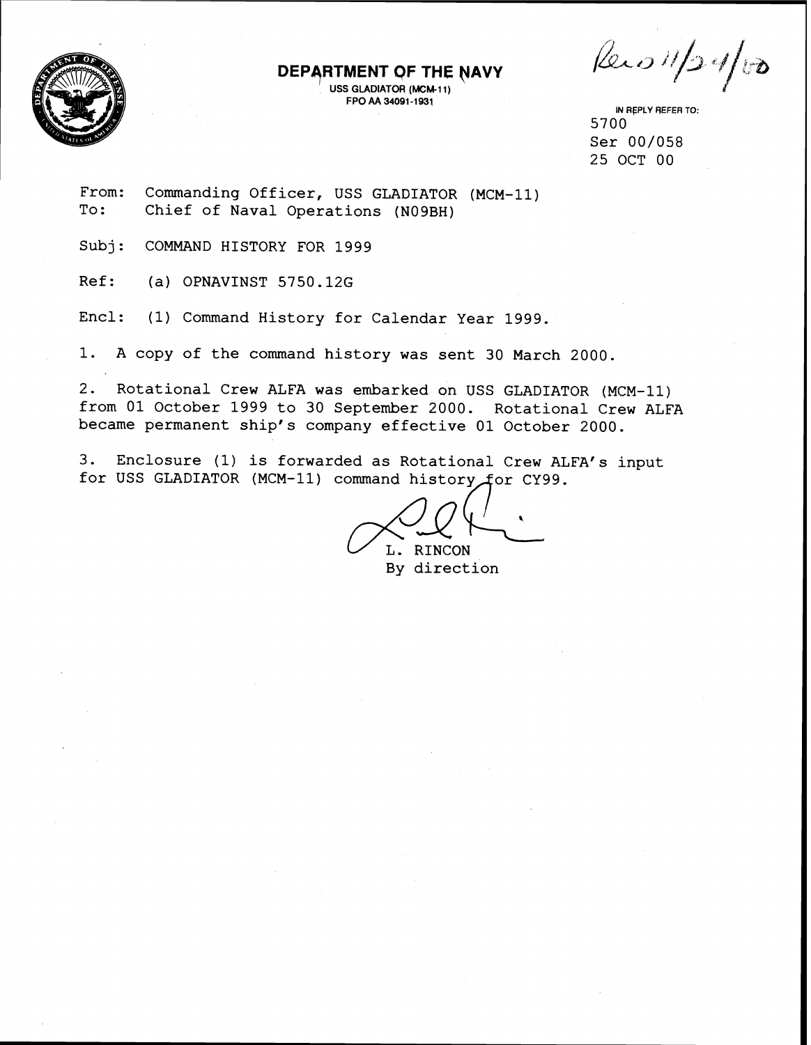**DEPARTMENT OF THE NAVY**
USS GLADIATOR (MCM-11)
FPO AA 34091-1931

Rec'd 11/24/00

IN REPLY REFER TO:
5700
Ser 00/058
25 OCT 00

From: Commanding Officer, USS GLADIATOR (MCM-11)
To: Chief of Naval Operations (N09BH)

Subj: COMMAND HISTORY FOR 1999

Ref: (a) OPNAVINST 5750.12G

Encl: (1) Command History for Calendar Year 1999.

1. A copy of the command history was sent 30 March 2000.

2. Rotational Crew ALFA was embarked on USS GLADIATOR (MCM-11) from 01 October 1999 to 30 September 2000. Rotational Crew ALFA became permanent ship's company effective 01 October 2000.

3. Enclosure (1) is forwarded as Rotational Crew ALFA's input for USS GLADIATOR (MCM-11) command history for CY99.

L. RINCON
By direction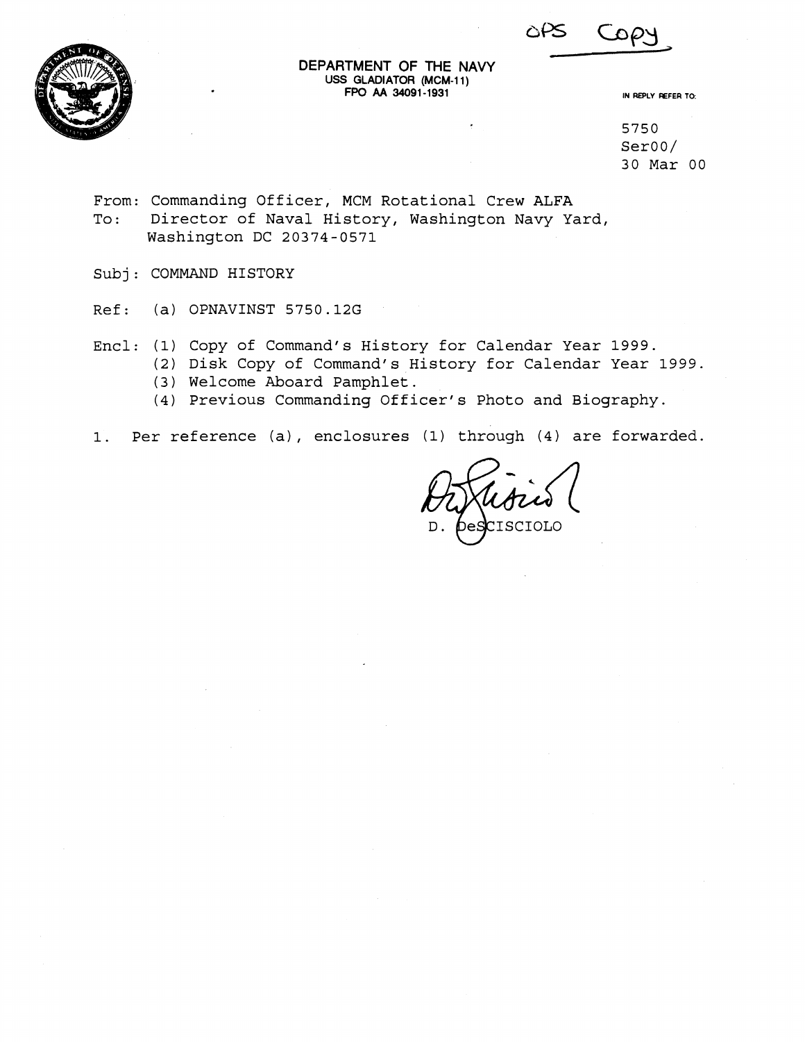OPS Copy

**DEPARTMENT OF THE NAVY**
**USS GLADIATOR (MCM-11)**
**FPO AA 34091-1931**

IN REPLY REFER TO:

5750
Ser00/
30 Mar 00

From: Commanding Officer, MCM Rotational Crew ALFA
To: Director of Naval History, Washington Navy Yard, Washington DC 20374-0571

Subj: COMMAND HISTORY

Ref: (a) OPNAVINST 5750.12G

Encl: (1) Copy of Command's History for Calendar Year 1999.
(2) Disk Copy of Command's History for Calendar Year 1999.
(3) Welcome Aboard Pamphlet.
(4) Previous Commanding Officer's Photo and Biography.

1. Per reference (a), enclosures (1) through (4) are forwarded.

D. DeSCISCIOLO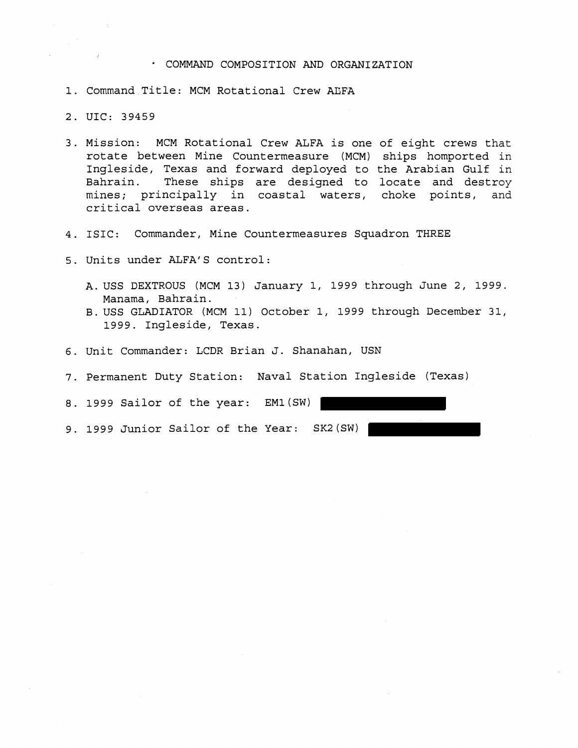# COMMAND COMPOSITION AND ORGANIZATION

1. Command Title: MCM Rotational Crew ALFA

2. UIC: 39459

3. Mission: MCM Rotational Crew ALFA is one of eight crews that rotate between Mine Countermeasure (MCM) ships homported in Ingleside, Texas and forward deployed to the Arabian Gulf in Bahrain. These ships are designed to locate and destroy mines; principally in coastal waters, choke points, and critical overseas areas.

4. ISIC: Commander, Mine Countermeasures Squadron THREE

5. Units under ALFA'S control:

   A. USS DEXTROUS (MCM 13) January 1, 1999 through June 2, 1999. Manama, Bahrain.
   B. USS GLADIATOR (MCM 11) October 1, 1999 through December 31, 1999. Ingleside, Texas.

6. Unit Commander: LCDR Brian J. Shanahan, USN

7. Permanent Duty Station: Naval Station Ingleside (Texas)

8. 1999 Sailor of the year: EM1(SW) [REDACTED]

9. 1999 Junior Sailor of the Year: SK2(SW) [REDACTED]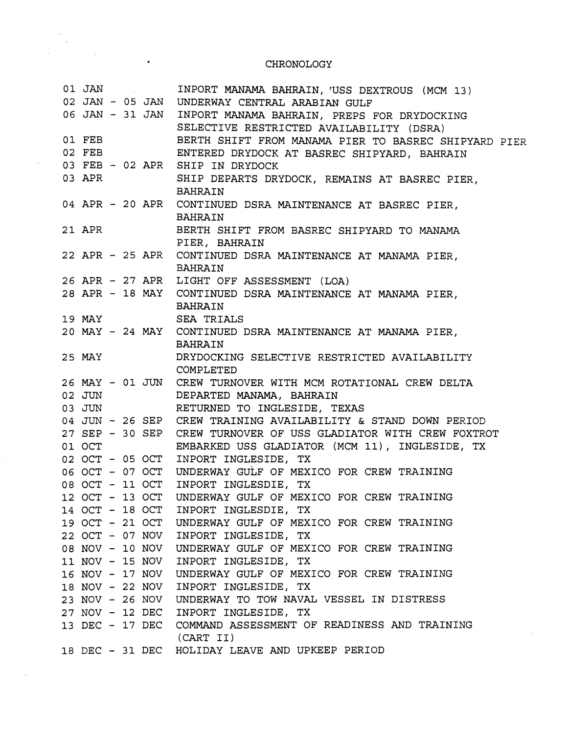# CHRONOLOGY

| | |
|---|---|
| 01 JAN | INPORT MANAMA BAHRAIN, USS DEXTROUS (MCM 13) |
| 02 JAN - 05 JAN | UNDERWAY CENTRAL ARABIAN GULF |
| 06 JAN - 31 JAN | INPORT MANAMA BAHRAIN, PREPS FOR DRYDOCKING SELECTIVE RESTRICTED AVAILABILITY (DSRA) |
| 01 FEB | BERTH SHIFT FROM MANAMA PIER TO BASREC SHIPYARD PIER |
| 02 FEB | ENTERED DRYDOCK AT BASREC SHIPYARD, BAHRAIN |
| 03 FEB - 02 APR | SHIP IN DRYDOCK |
| 03 APR | SHIP DEPARTS DRYDOCK, REMAINS AT BASREC PIER, BAHRAIN |
| 04 APR - 20 APR | CONTINUED DSRA MAINTENANCE AT BASREC PIER, BAHRAIN |
| 21 APR | BERTH SHIFT FROM BASREC SHIPYARD TO MANAMA PIER, BAHRAIN |
| 22 APR - 25 APR | CONTINUED DSRA MAINTENANCE AT MANAMA PIER, BAHRAIN |
| 26 APR - 27 APR | LIGHT OFF ASSESSMENT (LOA) |
| 28 APR - 18 MAY | CONTINUED DSRA MAINTENANCE AT MANAMA PIER, BAHRAIN |
| 19 MAY | SEA TRIALS |
| 20 MAY - 24 MAY | CONTINUED DSRA MAINTENANCE AT MANAMA PIER, BAHRAIN |
| 25 MAY | DRYDOCKING SELECTIVE RESTRICTED AVAILABILITY COMPLETED |
| 26 MAY - 01 JUN | CREW TURNOVER WITH MCM ROTATIONAL CREW DELTA |
| 02 JUN | DEPARTED MANAMA, BAHRAIN |
| 03 JUN | RETURNED TO INGLESIDE, TEXAS |
| 04 JUN - 26 SEP | CREW TRAINING AVAILABILITY & STAND DOWN PERIOD |
| 27 SEP - 30 SEP | CREW TURNOVER OF USS GLADIATOR WITH CREW FOXTROT |
| 01 OCT | EMBARKED USS GLADIATOR (MCM 11), INGLESIDE, TX |
| 02 OCT - 05 OCT | INPORT INGLESIDE, TX |
| 06 OCT - 07 OCT | UNDERWAY GULF OF MEXICO FOR CREW TRAINING |
| 08 OCT - 11 OCT | INPORT INGLESDIE, TX |
| 12 OCT - 13 OCT | UNDERWAY GULF OF MEXICO FOR CREW TRAINING |
| 14 OCT - 18 OCT | INPORT INGLESDIE, TX |
| 19 OCT - 21 OCT | UNDERWAY GULF OF MEXICO FOR CREW TRAINING |
| 22 OCT - 07 NOV | INPORT INGLESIDE, TX |
| 08 NOV - 10 NOV | UNDERWAY GULF OF MEXICO FOR CREW TRAINING |
| 11 NOV - 15 NOV | INPORT INGLESIDE, TX |
| 16 NOV - 17 NOV | UNDERWAY GULF OF MEXICO FOR CREW TRAINING |
| 18 NOV - 22 NOV | INPORT INGLESIDE, TX |
| 23 NOV - 26 NOV | UNDERWAY TO TOW NAVAL VESSEL IN DISTRESS |
| 27 NOV - 12 DEC | INPORT INGLESIDE, TX |
| 13 DEC - 17 DEC | COMMAND ASSESSMENT OF READINESS AND TRAINING (CART II) |
| 18 DEC - 31 DEC | HOLIDAY LEAVE AND UPKEEP PERIOD |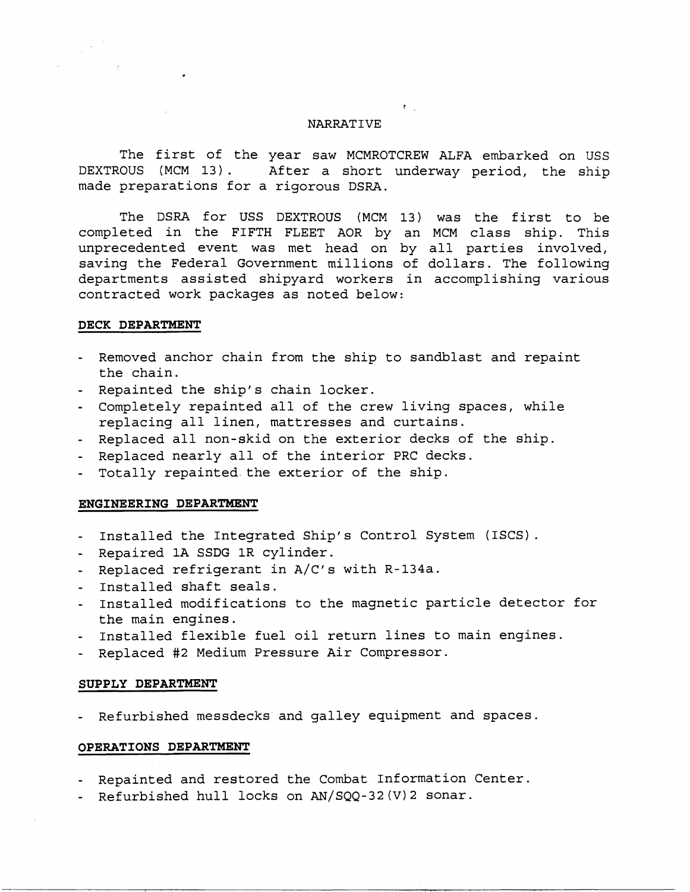# NARRATIVE

The first of the year saw MCMROTCREW ALFA embarked on USS DEXTROUS (MCM 13). After a short underway period, the ship made preparations for a rigorous DSRA.

The DSRA for USS DEXTROUS (MCM 13) was the first to be completed in the FIFTH FLEET AOR by an MCM class ship. This unprecedented event was met head on by all parties involved, saving the Federal Government millions of dollars. The following departments assisted shipyard workers in accomplishing various contracted work packages as noted below:

**DECK DEPARTMENT**

- Removed anchor chain from the ship to sandblast and repaint the chain.
- Repainted the ship's chain locker.
- Completely repainted all of the crew living spaces, while replacing all linen, mattresses and curtains.
- Replaced all non-skid on the exterior decks of the ship.
- Replaced nearly all of the interior PRC decks.
- Totally repainted the exterior of the ship.

**ENGINEERING DEPARTMENT**

- Installed the Integrated Ship's Control System (ISCS).
- Repaired 1A SSDG 1R cylinder.
- Replaced refrigerant in A/C's with R-134a.
- Installed shaft seals.
- Installed modifications to the magnetic particle detector for the main engines.
- Installed flexible fuel oil return lines to main engines.
- Replaced #2 Medium Pressure Air Compressor.

**SUPPLY DEPARTMENT**

- Refurbished messdecks and galley equipment and spaces.

**OPERATIONS DEPARTMENT**

- Repainted and restored the Combat Information Center.
- Refurbished hull locks on AN/SQQ-32(V)2 sonar.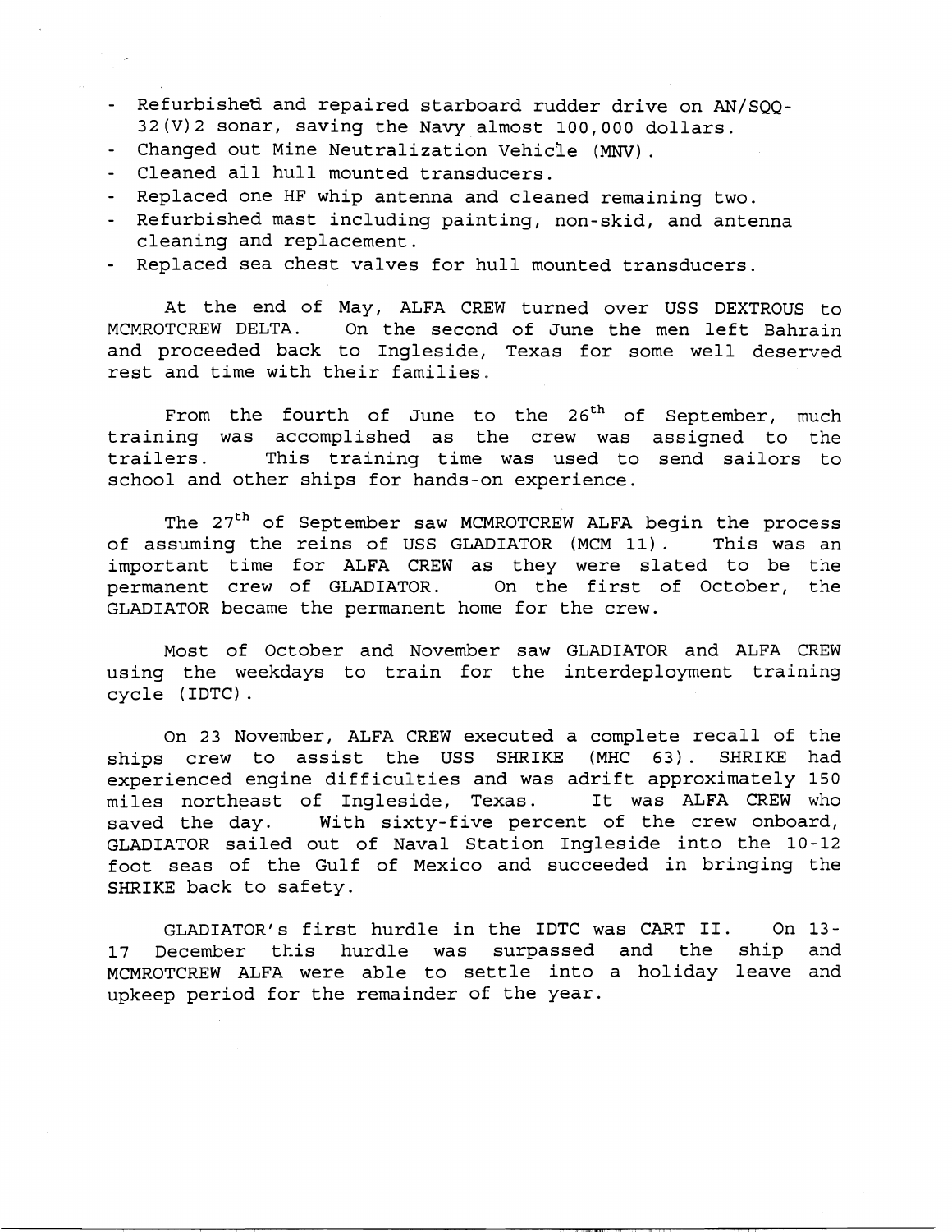- Refurbished and repaired starboard rudder drive on AN/SQQ-32(V)2 sonar, saving the Navy almost 100,000 dollars.
- Changed out Mine Neutralization Vehicle (MNV).
- Cleaned all hull mounted transducers.
- Replaced one HF whip antenna and cleaned remaining two.
- Refurbished mast including painting, non-skid, and antenna cleaning and replacement.
- Replaced sea chest valves for hull mounted transducers.

At the end of May, ALFA CREW turned over USS DEXTROUS to MCMROTCREW DELTA. On the second of June the men left Bahrain and proceeded back to Ingleside, Texas for some well deserved rest and time with their families.

From the fourth of June to the 26th of September, much training was accomplished as the crew was assigned to the trailers. This training time was used to send sailors to school and other ships for hands-on experience.

The 27th of September saw MCMROTCREW ALFA begin the process of assuming the reins of USS GLADIATOR (MCM 11). This was an important time for ALFA CREW as they were slated to be the permanent crew of GLADIATOR. On the first of October, the GLADIATOR became the permanent home for the crew.

Most of October and November saw GLADIATOR and ALFA CREW using the weekdays to train for the interdeployment training cycle (IDTC).

On 23 November, ALFA CREW executed a complete recall of the ships crew to assist the USS SHRIKE (MHC 63). SHRIKE had experienced engine difficulties and was adrift approximately 150 miles northeast of Ingleside, Texas. It was ALFA CREW who saved the day. With sixty-five percent of the crew onboard, GLADIATOR sailed out of Naval Station Ingleside into the 10-12 foot seas of the Gulf of Mexico and succeeded in bringing the SHRIKE back to safety.

GLADIATOR's first hurdle in the IDTC was CART II. On 13-17 December this hurdle was surpassed and the ship and MCMROTCREW ALFA were able to settle into a holiday leave and upkeep period for the remainder of the year.